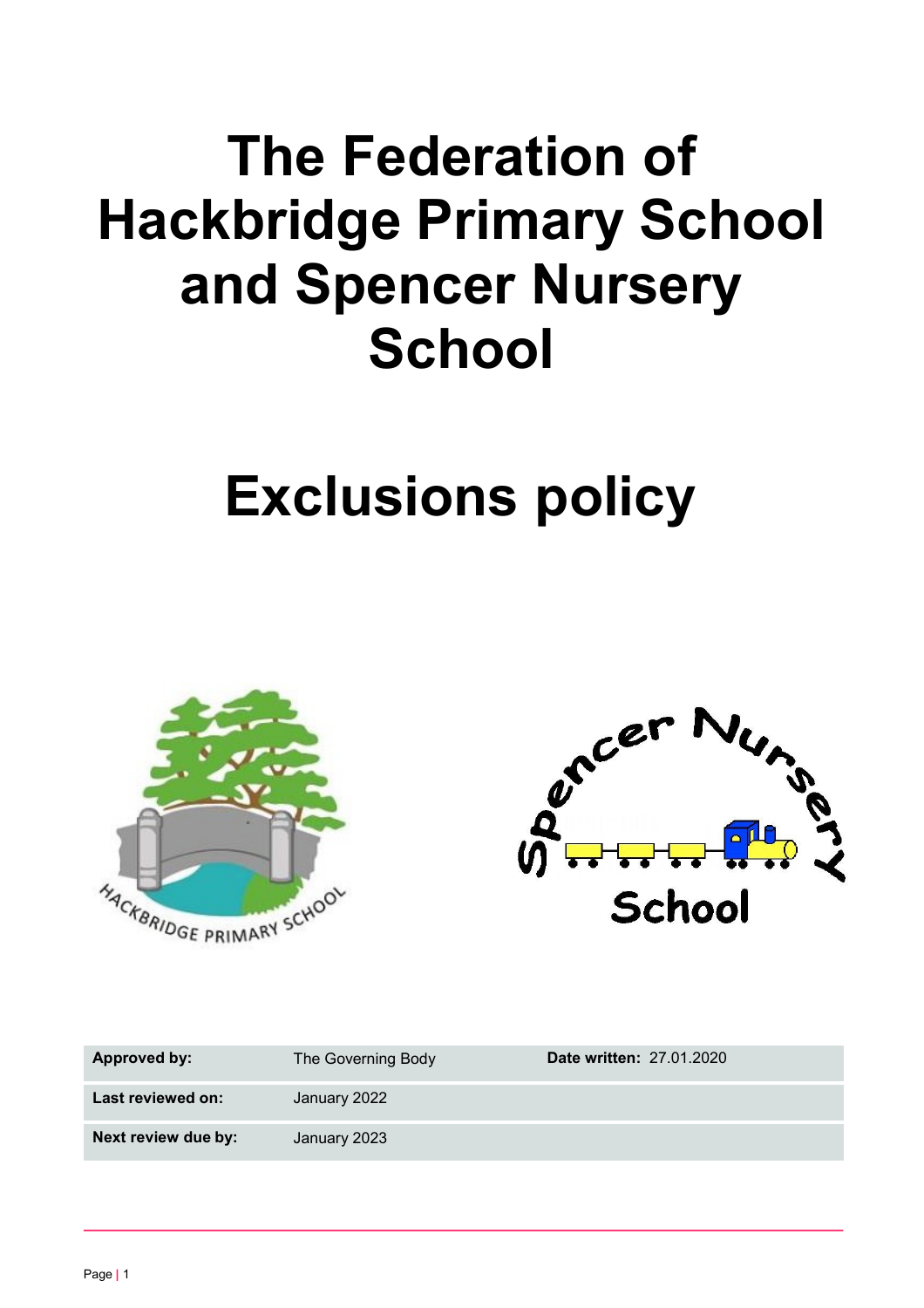# The Federation of Hackbridge Primary School and Spencer Nursery School

# Exclusions policy

| **Approved by:** | The Governing Body | **Date written:** 27.01.2020 |
|---|---|---|
| **Last reviewed on:** | January 2022 | |
| **Next review due by:** | January 2023 | |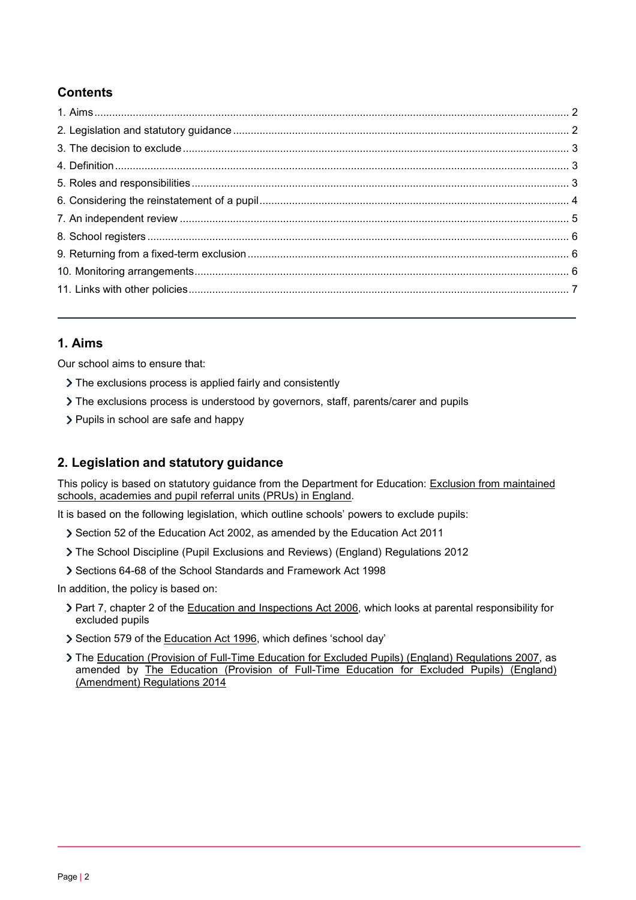## Contents

1. Aims ... 2
2. Legislation and statutory guidance ... 2
3. The decision to exclude ... 3
4. Definition ... 3
5. Roles and responsibilities ... 3
6. Considering the reinstatement of a pupil ... 4
7. An independent review ... 5
8. School registers ... 6
9. Returning from a fixed-term exclusion ... 6
10. Monitoring arrangements ... 6
11. Links with other policies ... 7

---

## 1. Aims

Our school aims to ensure that:

- The exclusions process is applied fairly and consistently
- The exclusions process is understood by governors, staff, parents/carer and pupils
- Pupils in school are safe and happy

## 2. Legislation and statutory guidance

This policy is based on statutory guidance from the Department for Education: Exclusion from maintained schools, academies and pupil referral units (PRUs) in England.

It is based on the following legislation, which outline schools' powers to exclude pupils:

- Section 52 of the Education Act 2002, as amended by the Education Act 2011
- The School Discipline (Pupil Exclusions and Reviews) (England) Regulations 2012
- Sections 64-68 of the School Standards and Framework Act 1998

In addition, the policy is based on:

- Part 7, chapter 2 of the Education and Inspections Act 2006, which looks at parental responsibility for excluded pupils
- Section 579 of the Education Act 1996, which defines 'school day'
- The Education (Provision of Full-Time Education for Excluded Pupils) (England) Regulations 2007, as amended by The Education (Provision of Full-Time Education for Excluded Pupils) (England) (Amendment) Regulations 2014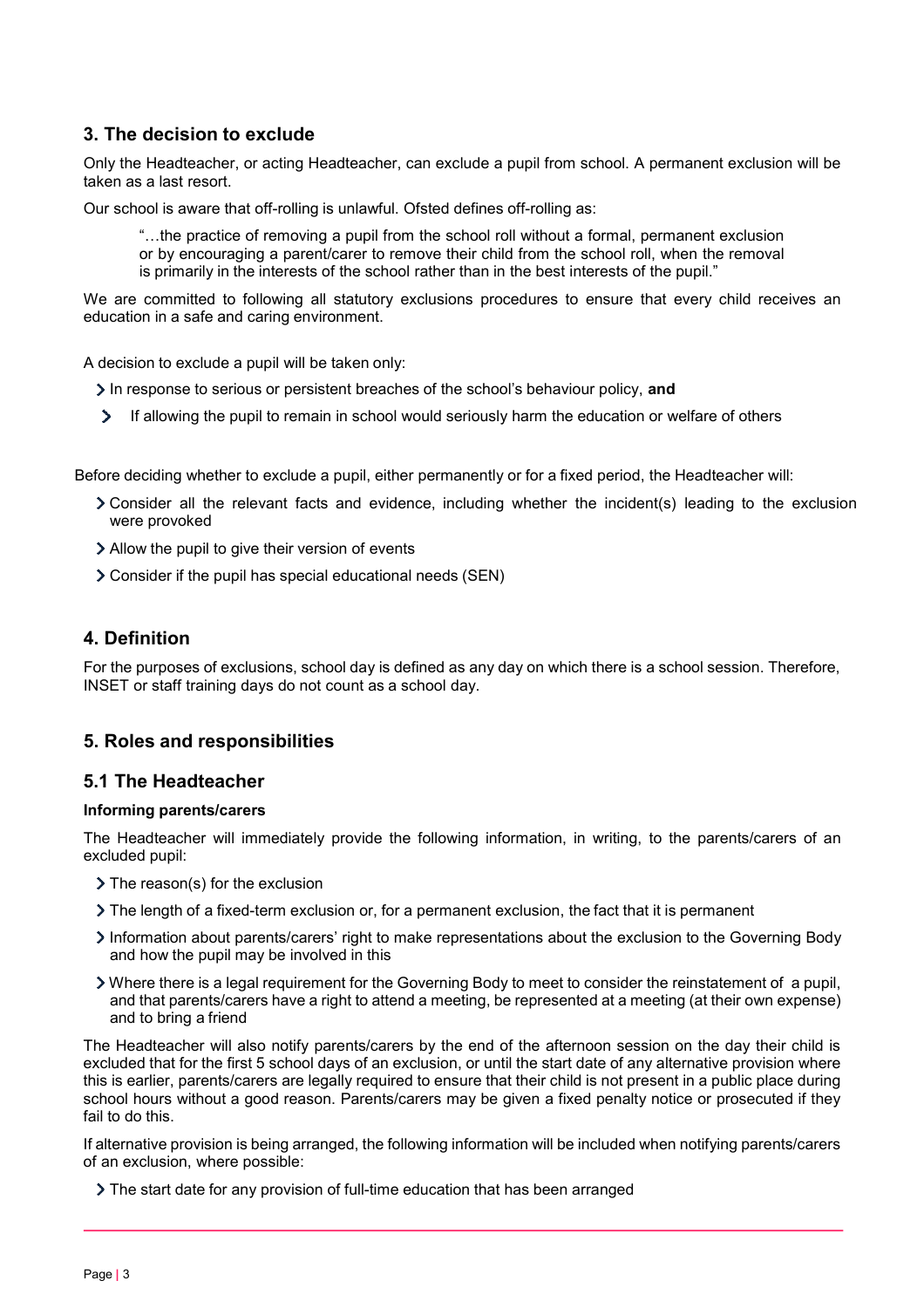## 3. The decision to exclude

Only the Headteacher, or acting Headteacher, can exclude a pupil from school. A permanent exclusion will be taken as a last resort.

Our school is aware that off-rolling is unlawful. Ofsted defines off-rolling as:

> "…the practice of removing a pupil from the school roll without a formal, permanent exclusion or by encouraging a parent/carer to remove their child from the school roll, when the removal is primarily in the interests of the school rather than in the best interests of the pupil."

We are committed to following all statutory exclusions procedures to ensure that every child receives an education in a safe and caring environment.

A decision to exclude a pupil will be taken only:

- In response to serious or persistent breaches of the school's behaviour policy, **and**
- If allowing the pupil to remain in school would seriously harm the education or welfare of others

Before deciding whether to exclude a pupil, either permanently or for a fixed period, the Headteacher will:

- Consider all the relevant facts and evidence, including whether the incident(s) leading to the exclusion were provoked
- Allow the pupil to give their version of events
- Consider if the pupil has special educational needs (SEN)

## 4. Definition

For the purposes of exclusions, school day is defined as any day on which there is a school session. Therefore, INSET or staff training days do not count as a school day.

## 5. Roles and responsibilities

### 5.1 The Headteacher

**Informing parents/carers**

The Headteacher will immediately provide the following information, in writing, to the parents/carers of an excluded pupil:

- The reason(s) for the exclusion
- The length of a fixed-term exclusion or, for a permanent exclusion, the fact that it is permanent
- Information about parents/carers' right to make representations about the exclusion to the Governing Body and how the pupil may be involved in this
- Where there is a legal requirement for the Governing Body to meet to consider the reinstatement of a pupil, and that parents/carers have a right to attend a meeting, be represented at a meeting (at their own expense) and to bring a friend

The Headteacher will also notify parents/carers by the end of the afternoon session on the day their child is excluded that for the first 5 school days of an exclusion, or until the start date of any alternative provision where this is earlier, parents/carers are legally required to ensure that their child is not present in a public place during school hours without a good reason. Parents/carers may be given a fixed penalty notice or prosecuted if they fail to do this.

If alternative provision is being arranged, the following information will be included when notifying parents/carers of an exclusion, where possible:

- The start date for any provision of full-time education that has been arranged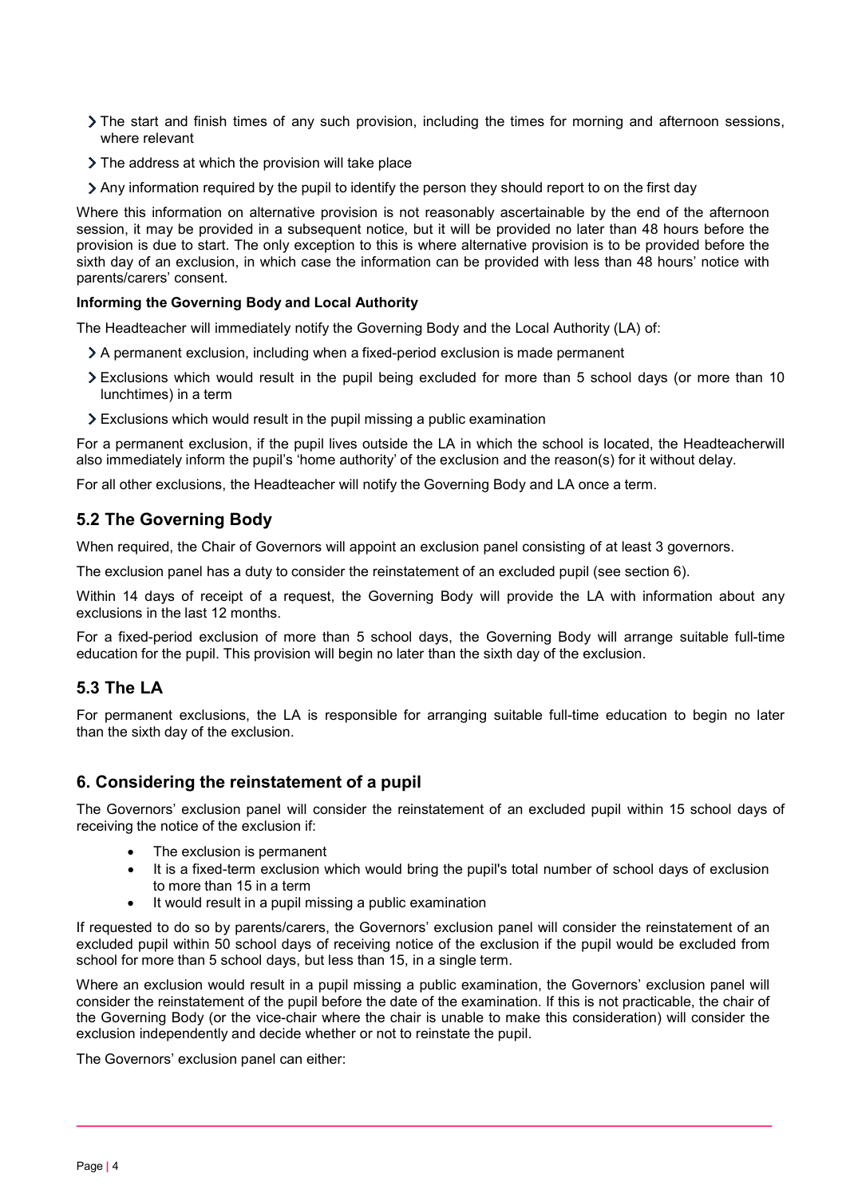- The start and finish times of any such provision, including the times for morning and afternoon sessions, where relevant
- The address at which the provision will take place
- Any information required by the pupil to identify the person they should report to on the first day

Where this information on alternative provision is not reasonably ascertainable by the end of the afternoon session, it may be provided in a subsequent notice, but it will be provided no later than 48 hours before the provision is due to start. The only exception to this is where alternative provision is to be provided before the sixth day of an exclusion, in which case the information can be provided with less than 48 hours' notice with parents/carers' consent.

**Informing the Governing Body and Local Authority**

The Headteacher will immediately notify the Governing Body and the Local Authority (LA) of:

- A permanent exclusion, including when a fixed-period exclusion is made permanent
- Exclusions which would result in the pupil being excluded for more than 5 school days (or more than 10 lunchtimes) in a term
- Exclusions which would result in the pupil missing a public examination

For a permanent exclusion, if the pupil lives outside the LA in which the school is located, the Headteacherwill also immediately inform the pupil's 'home authority' of the exclusion and the reason(s) for it without delay.

For all other exclusions, the Headteacher will notify the Governing Body and LA once a term.

## 5.2 The Governing Body

When required, the Chair of Governors will appoint an exclusion panel consisting of at least 3 governors.

The exclusion panel has a duty to consider the reinstatement of an excluded pupil (see section 6).

Within 14 days of receipt of a request, the Governing Body will provide the LA with information about any exclusions in the last 12 months.

For a fixed-period exclusion of more than 5 school days, the Governing Body will arrange suitable full-time education for the pupil. This provision will begin no later than the sixth day of the exclusion.

## 5.3 The LA

For permanent exclusions, the LA is responsible for arranging suitable full-time education to begin no later than the sixth day of the exclusion.

## 6. Considering the reinstatement of a pupil

The Governors' exclusion panel will consider the reinstatement of an excluded pupil within 15 school days of receiving the notice of the exclusion if:

- The exclusion is permanent
- It is a fixed-term exclusion which would bring the pupil's total number of school days of exclusion to more than 15 in a term
- It would result in a pupil missing a public examination

If requested to do so by parents/carers, the Governors' exclusion panel will consider the reinstatement of an excluded pupil within 50 school days of receiving notice of the exclusion if the pupil would be excluded from school for more than 5 school days, but less than 15, in a single term.

Where an exclusion would result in a pupil missing a public examination, the Governors' exclusion panel will consider the reinstatement of the pupil before the date of the examination. If this is not practicable, the chair of the Governing Body (or the vice-chair where the chair is unable to make this consideration) will consider the exclusion independently and decide whether or not to reinstate the pupil.

The Governors' exclusion panel can either: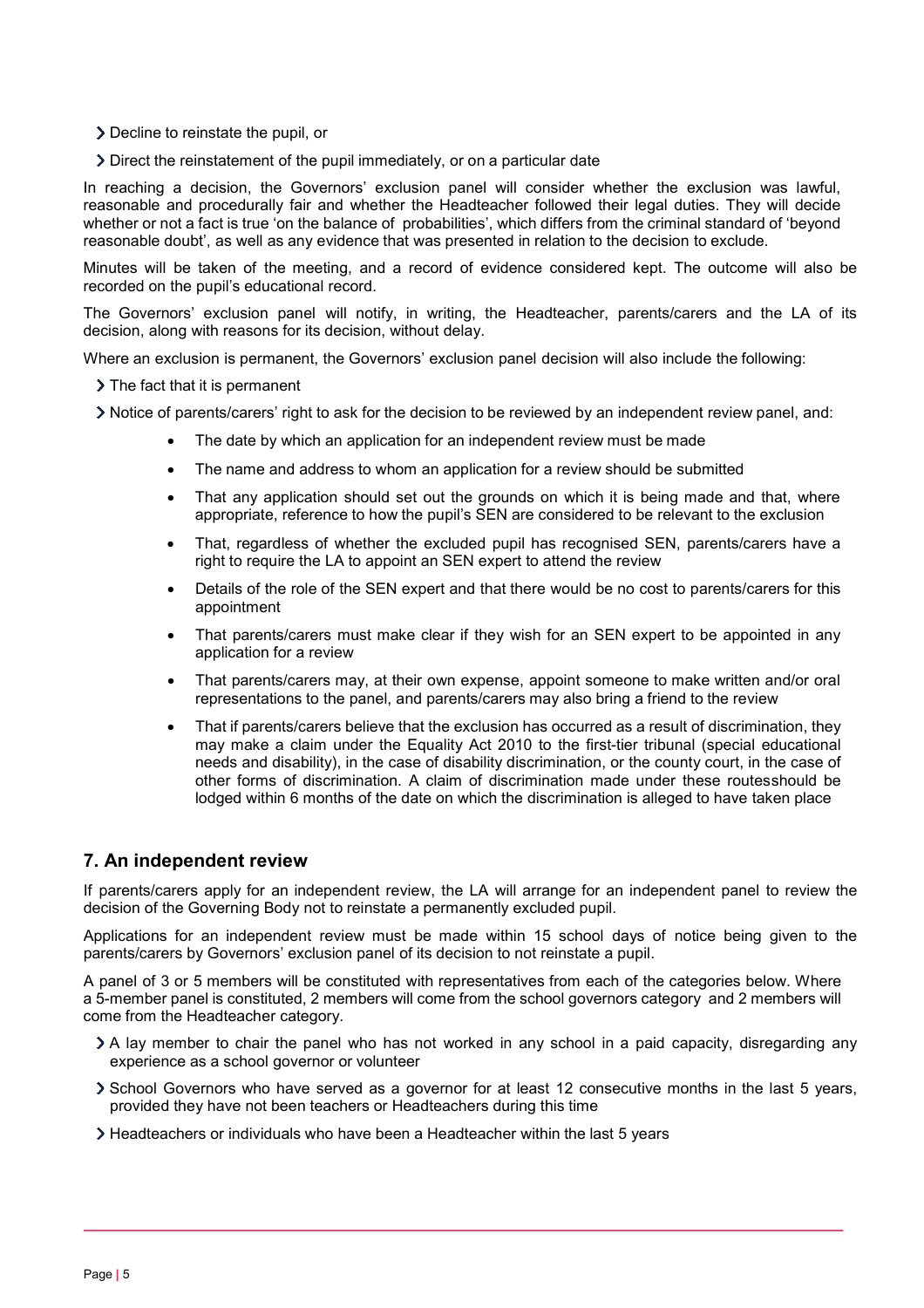- Decline to reinstate the pupil, or
- Direct the reinstatement of the pupil immediately, or on a particular date

In reaching a decision, the Governors' exclusion panel will consider whether the exclusion was lawful, reasonable and procedurally fair and whether the Headteacher followed their legal duties. They will decide whether or not a fact is true 'on the balance of probabilities', which differs from the criminal standard of 'beyond reasonable doubt', as well as any evidence that was presented in relation to the decision to exclude.

Minutes will be taken of the meeting, and a record of evidence considered kept. The outcome will also be recorded on the pupil's educational record.

The Governors' exclusion panel will notify, in writing, the Headteacher, parents/carers and the LA of its decision, along with reasons for its decision, without delay.

Where an exclusion is permanent, the Governors' exclusion panel decision will also include the following:

- The fact that it is permanent
- Notice of parents/carers' right to ask for the decision to be reviewed by an independent review panel, and:
  - The date by which an application for an independent review must be made
  - The name and address to whom an application for a review should be submitted
  - That any application should set out the grounds on which it is being made and that, where appropriate, reference to how the pupil's SEN are considered to be relevant to the exclusion
  - That, regardless of whether the excluded pupil has recognised SEN, parents/carers have a right to require the LA to appoint an SEN expert to attend the review
  - Details of the role of the SEN expert and that there would be no cost to parents/carers for this appointment
  - That parents/carers must make clear if they wish for an SEN expert to be appointed in any application for a review
  - That parents/carers may, at their own expense, appoint someone to make written and/or oral representations to the panel, and parents/carers may also bring a friend to the review
  - That if parents/carers believe that the exclusion has occurred as a result of discrimination, they may make a claim under the Equality Act 2010 to the first-tier tribunal (special educational needs and disability), in the case of disability discrimination, or the county court, in the case of other forms of discrimination. A claim of discrimination made under these routesshould be lodged within 6 months of the date on which the discrimination is alleged to have taken place

## 7. An independent review

If parents/carers apply for an independent review, the LA will arrange for an independent panel to review the decision of the Governing Body not to reinstate a permanently excluded pupil.

Applications for an independent review must be made within 15 school days of notice being given to the parents/carers by Governors' exclusion panel of its decision to not reinstate a pupil.

A panel of 3 or 5 members will be constituted with representatives from each of the categories below. Where a 5-member panel is constituted, 2 members will come from the school governors category and 2 members will come from the Headteacher category.

- A lay member to chair the panel who has not worked in any school in a paid capacity, disregarding any experience as a school governor or volunteer
- School Governors who have served as a governor for at least 12 consecutive months in the last 5 years, provided they have not been teachers or Headteachers during this time
- Headteachers or individuals who have been a Headteacher within the last 5 years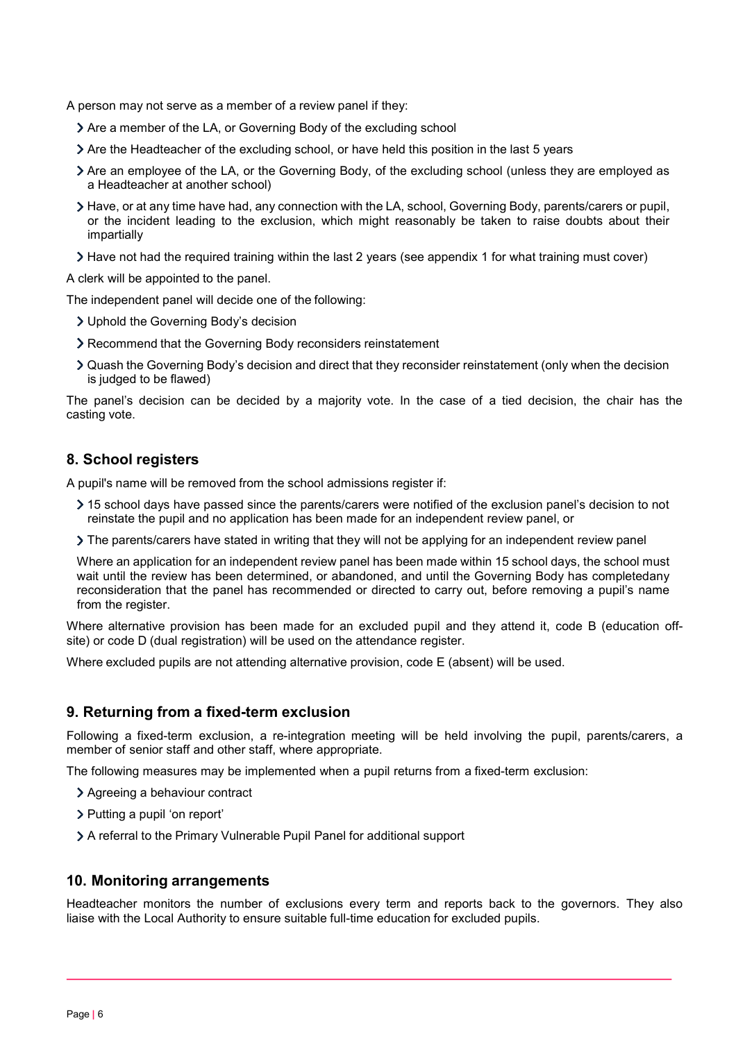A person may not serve as a member of a review panel if they:

- Are a member of the LA, or Governing Body of the excluding school
- Are the Headteacher of the excluding school, or have held this position in the last 5 years
- Are an employee of the LA, or the Governing Body, of the excluding school (unless they are employed as a Headteacher at another school)
- Have, or at any time have had, any connection with the LA, school, Governing Body, parents/carers or pupil, or the incident leading to the exclusion, which might reasonably be taken to raise doubts about their impartially
- Have not had the required training within the last 2 years (see appendix 1 for what training must cover)

A clerk will be appointed to the panel.

The independent panel will decide one of the following:

- Uphold the Governing Body's decision
- Recommend that the Governing Body reconsiders reinstatement
- Quash the Governing Body's decision and direct that they reconsider reinstatement (only when the decision is judged to be flawed)

The panel's decision can be decided by a majority vote. In the case of a tied decision, the chair has the casting vote.

## 8. School registers

A pupil's name will be removed from the school admissions register if:

- 15 school days have passed since the parents/carers were notified of the exclusion panel's decision to not reinstate the pupil and no application has been made for an independent review panel, or
- The parents/carers have stated in writing that they will not be applying for an independent review panel

Where an application for an independent review panel has been made within 15 school days, the school must wait until the review has been determined, or abandoned, and until the Governing Body has completedany reconsideration that the panel has recommended or directed to carry out, before removing a pupil's name from the register.

Where alternative provision has been made for an excluded pupil and they attend it, code B (education off-site) or code D (dual registration) will be used on the attendance register.

Where excluded pupils are not attending alternative provision, code E (absent) will be used.

## 9. Returning from a fixed-term exclusion

Following a fixed-term exclusion, a re-integration meeting will be held involving the pupil, parents/carers, a member of senior staff and other staff, where appropriate.

The following measures may be implemented when a pupil returns from a fixed-term exclusion:

- Agreeing a behaviour contract
- Putting a pupil 'on report'
- A referral to the Primary Vulnerable Pupil Panel for additional support

## 10. Monitoring arrangements

Headteacher monitors the number of exclusions every term and reports back to the governors. They also liaise with the Local Authority to ensure suitable full-time education for excluded pupils.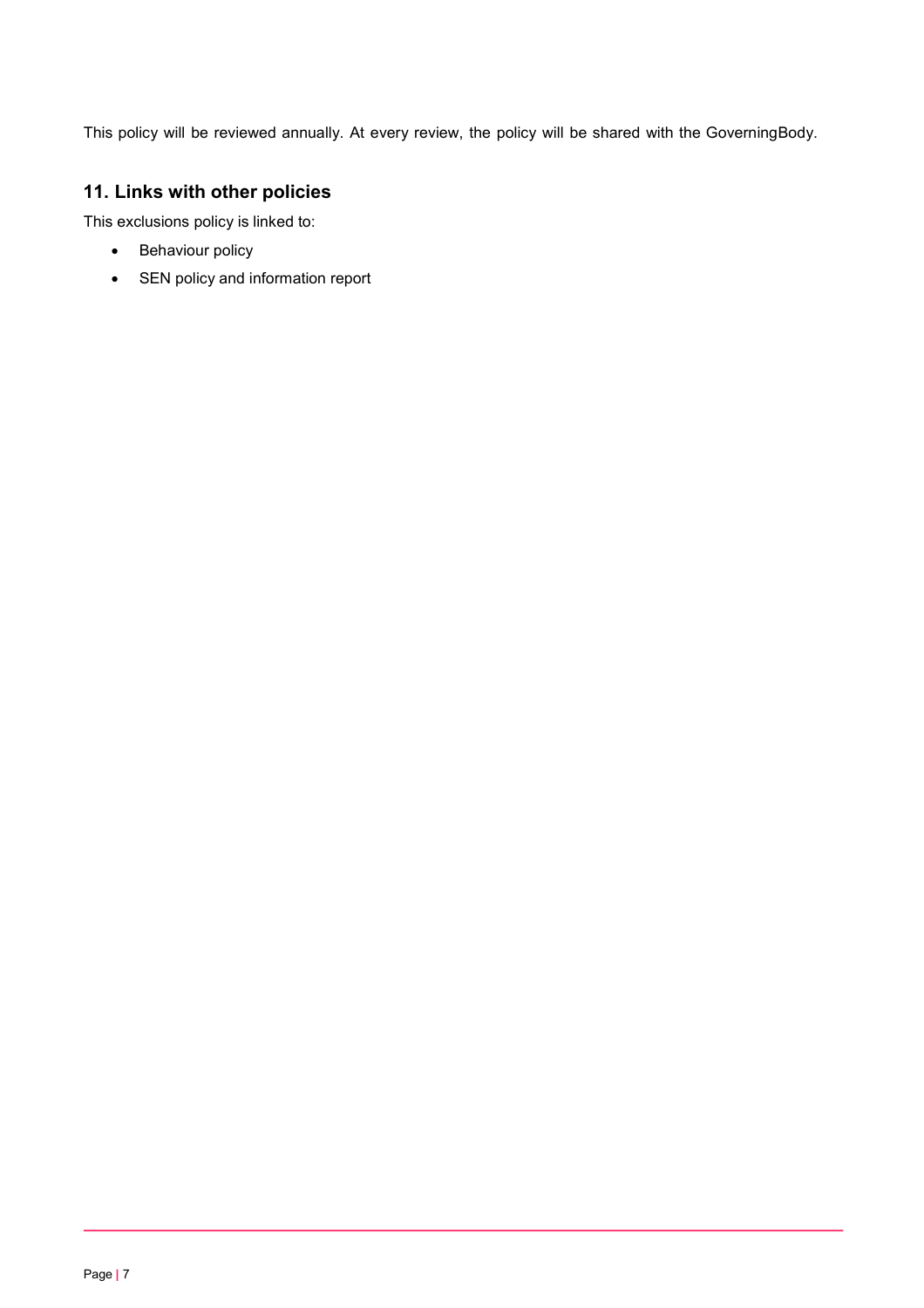This policy will be reviewed annually. At every review, the policy will be shared with the GoverningBody.

## 11. Links with other policies

This exclusions policy is linked to:

- Behaviour policy
- SEN policy and information report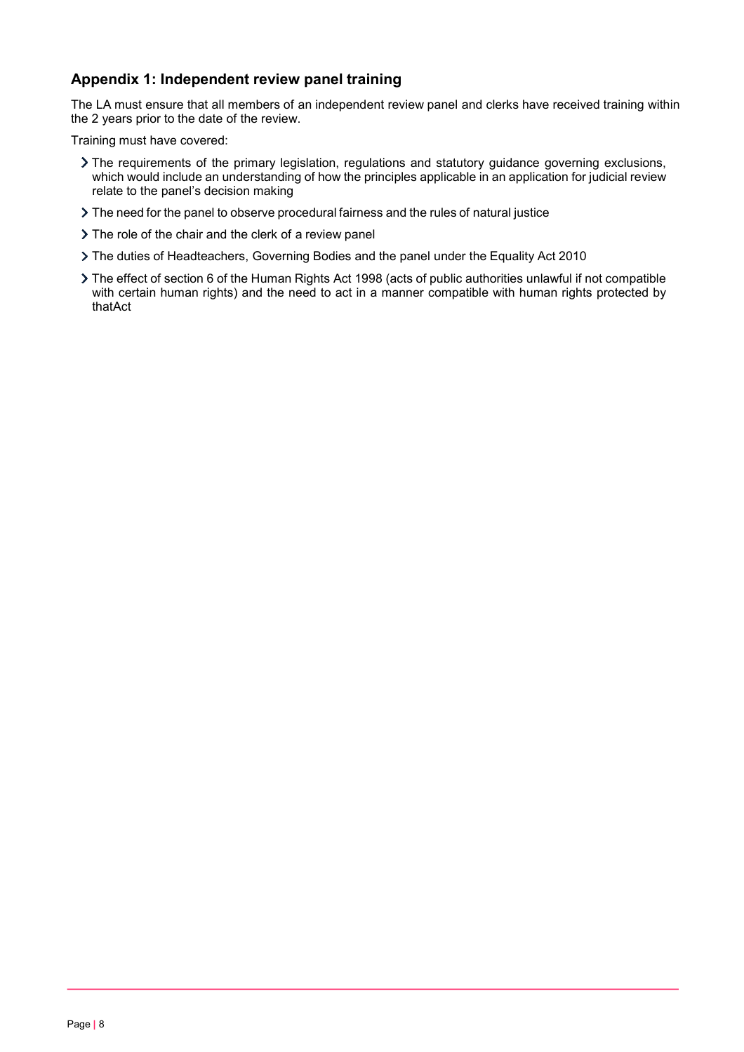## Appendix 1: Independent review panel training

The LA must ensure that all members of an independent review panel and clerks have received training within the 2 years prior to the date of the review.

Training must have covered:

- The requirements of the primary legislation, regulations and statutory guidance governing exclusions, which would include an understanding of how the principles applicable in an application for judicial review relate to the panel's decision making
- The need for the panel to observe procedural fairness and the rules of natural justice
- The role of the chair and the clerk of a review panel
- The duties of Headteachers, Governing Bodies and the panel under the Equality Act 2010
- The effect of section 6 of the Human Rights Act 1998 (acts of public authorities unlawful if not compatible with certain human rights) and the need to act in a manner compatible with human rights protected by thatAct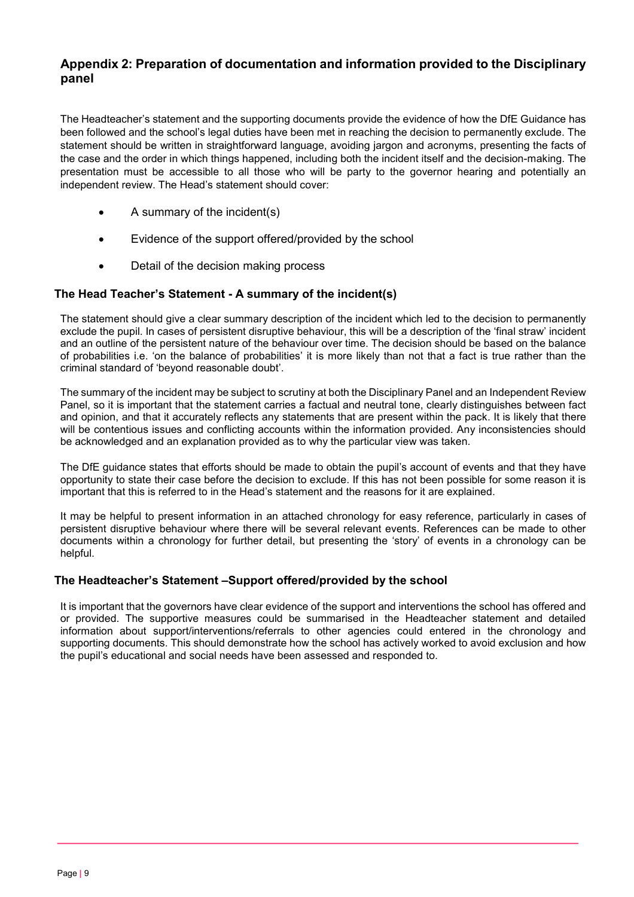## Appendix 2: Preparation of documentation and information provided to the Disciplinary panel

The Headteacher's statement and the supporting documents provide the evidence of how the DfE Guidance has been followed and the school's legal duties have been met in reaching the decision to permanently exclude. The statement should be written in straightforward language, avoiding jargon and acronyms, presenting the facts of the case and the order in which things happened, including both the incident itself and the decision-making. The presentation must be accessible to all those who will be party to the governor hearing and potentially an independent review. The Head's statement should cover:

- A summary of the incident(s)
- Evidence of the support offered/provided by the school
- Detail of the decision making process

### The Head Teacher's Statement - A summary of the incident(s)

The statement should give a clear summary description of the incident which led to the decision to permanently exclude the pupil. In cases of persistent disruptive behaviour, this will be a description of the 'final straw' incident and an outline of the persistent nature of the behaviour over time. The decision should be based on the balance of probabilities i.e. 'on the balance of probabilities' it is more likely than not that a fact is true rather than the criminal standard of 'beyond reasonable doubt'.

The summary of the incident may be subject to scrutiny at both the Disciplinary Panel and an Independent Review Panel, so it is important that the statement carries a factual and neutral tone, clearly distinguishes between fact and opinion, and that it accurately reflects any statements that are present within the pack. It is likely that there will be contentious issues and conflicting accounts within the information provided. Any inconsistencies should be acknowledged and an explanation provided as to why the particular view was taken.

The DfE guidance states that efforts should be made to obtain the pupil's account of events and that they have opportunity to state their case before the decision to exclude. If this has not been possible for some reason it is important that this is referred to in the Head's statement and the reasons for it are explained.

It may be helpful to present information in an attached chronology for easy reference, particularly in cases of persistent disruptive behaviour where there will be several relevant events. References can be made to other documents within a chronology for further detail, but presenting the 'story' of events in a chronology can be helpful.

### The Headteacher's Statement –Support offered/provided by the school

It is important that the governors have clear evidence of the support and interventions the school has offered and or provided. The supportive measures could be summarised in the Headteacher statement and detailed information about support/interventions/referrals to other agencies could entered in the chronology and supporting documents. This should demonstrate how the school has actively worked to avoid exclusion and how the pupil's educational and social needs have been assessed and responded to.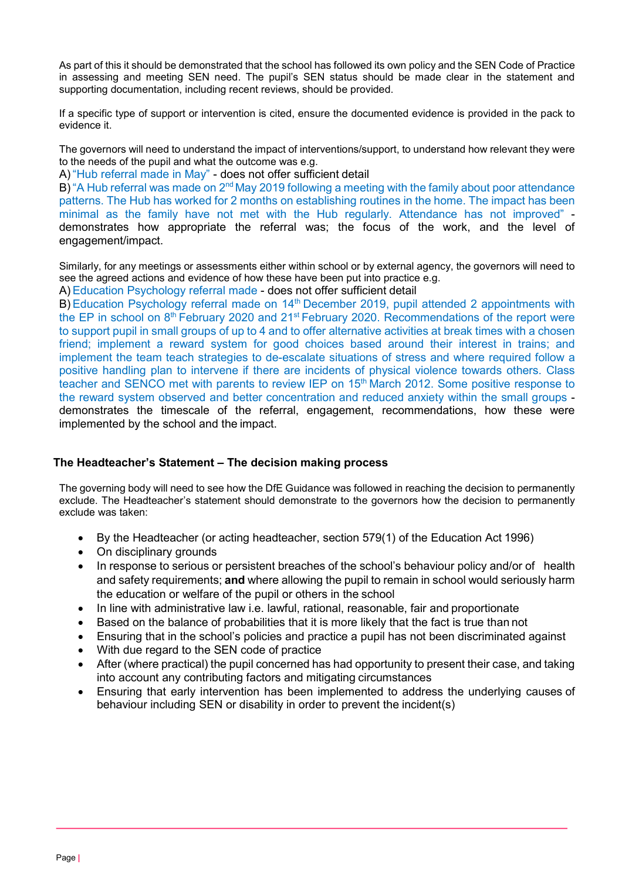As part of this it should be demonstrated that the school has followed its own policy and the SEN Code of Practice in assessing and meeting SEN need. The pupil's SEN status should be made clear in the statement and supporting documentation, including recent reviews, should be provided.

If a specific type of support or intervention is cited, ensure the documented evidence is provided in the pack to evidence it.

The governors will need to understand the impact of interventions/support, to understand how relevant they were to the needs of the pupil and what the outcome was e.g.

A) "Hub referral made in May" - does not offer sufficient detail

B) "A Hub referral was made on 2nd May 2019 following a meeting with the family about poor attendance patterns. The Hub has worked for 2 months on establishing routines in the home. The impact has been minimal as the family have not met with the Hub regularly. Attendance has not improved" - demonstrates how appropriate the referral was; the focus of the work, and the level of engagement/impact.

Similarly, for any meetings or assessments either within school or by external agency, the governors will need to see the agreed actions and evidence of how these have been put into practice e.g.

A) Education Psychology referral made - does not offer sufficient detail

B) Education Psychology referral made on 14th December 2019, pupil attended 2 appointments with the EP in school on 8th February 2020 and 21st February 2020. Recommendations of the report were to support pupil in small groups of up to 4 and to offer alternative activities at break times with a chosen friend; implement a reward system for good choices based around their interest in trains; and implement the team teach strategies to de-escalate situations of stress and where required follow a positive handling plan to intervene if there are incidents of physical violence towards others. Class teacher and SENCO met with parents to review IEP on 15th March 2012. Some positive response to the reward system observed and better concentration and reduced anxiety within the small groups - demonstrates the timescale of the referral, engagement, recommendations, how these were implemented by the school and the impact.

### The Headteacher's Statement – The decision making process

The governing body will need to see how the DfE Guidance was followed in reaching the decision to permanently exclude. The Headteacher's statement should demonstrate to the governors how the decision to permanently exclude was taken:

- By the Headteacher (or acting headteacher, section 579(1) of the Education Act 1996)
- On disciplinary grounds
- In response to serious or persistent breaches of the school's behaviour policy and/or of health and safety requirements; **and** where allowing the pupil to remain in school would seriously harm the education or welfare of the pupil or others in the school
- In line with administrative law i.e. lawful, rational, reasonable, fair and proportionate
- Based on the balance of probabilities that it is more likely that the fact is true than not
- Ensuring that in the school's policies and practice a pupil has not been discriminated against
- With due regard to the SEN code of practice
- After (where practical) the pupil concerned has had opportunity to present their case, and taking into account any contributing factors and mitigating circumstances
- Ensuring that early intervention has been implemented to address the underlying causes of behaviour including SEN or disability in order to prevent the incident(s)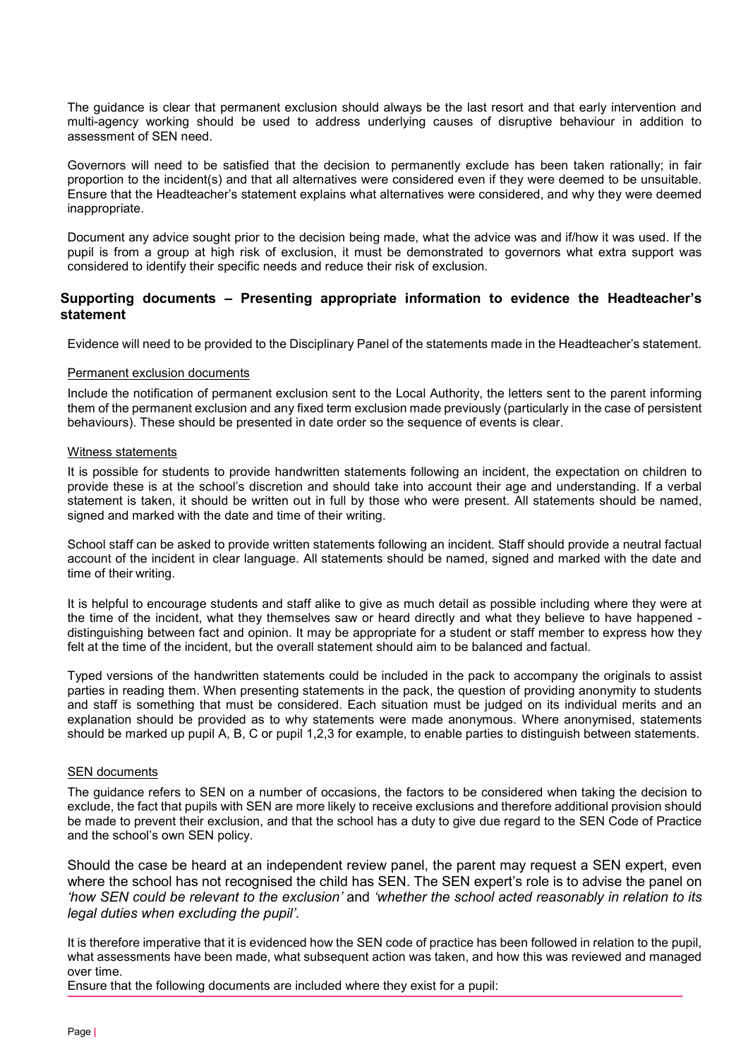The guidance is clear that permanent exclusion should always be the last resort and that early intervention and multi-agency working should be used to address underlying causes of disruptive behaviour in addition to assessment of SEN need.

Governors will need to be satisfied that the decision to permanently exclude has been taken rationally; in fair proportion to the incident(s) and that all alternatives were considered even if they were deemed to be unsuitable. Ensure that the Headteacher's statement explains what alternatives were considered, and why they were deemed inappropriate.

Document any advice sought prior to the decision being made, what the advice was and if/how it was used. If the pupil is from a group at high risk of exclusion, it must be demonstrated to governors what extra support was considered to identify their specific needs and reduce their risk of exclusion.

### Supporting documents – Presenting appropriate information to evidence the Headteacher's statement

Evidence will need to be provided to the Disciplinary Panel of the statements made in the Headteacher's statement.

#### Permanent exclusion documents

Include the notification of permanent exclusion sent to the Local Authority, the letters sent to the parent informing them of the permanent exclusion and any fixed term exclusion made previously (particularly in the case of persistent behaviours). These should be presented in date order so the sequence of events is clear.

#### Witness statements

It is possible for students to provide handwritten statements following an incident, the expectation on children to provide these is at the school's discretion and should take into account their age and understanding. If a verbal statement is taken, it should be written out in full by those who were present. All statements should be named, signed and marked with the date and time of their writing.

School staff can be asked to provide written statements following an incident. Staff should provide a neutral factual account of the incident in clear language. All statements should be named, signed and marked with the date and time of their writing.

It is helpful to encourage students and staff alike to give as much detail as possible including where they were at the time of the incident, what they themselves saw or heard directly and what they believe to have happened - distinguishing between fact and opinion. It may be appropriate for a student or staff member to express how they felt at the time of the incident, but the overall statement should aim to be balanced and factual.

Typed versions of the handwritten statements could be included in the pack to accompany the originals to assist parties in reading them. When presenting statements in the pack, the question of providing anonymity to students and staff is something that must be considered. Each situation must be judged on its individual merits and an explanation should be provided as to why statements were made anonymous. Where anonymised, statements should be marked up pupil A, B, C or pupil 1,2,3 for example, to enable parties to distinguish between statements.

#### SEN documents

The guidance refers to SEN on a number of occasions, the factors to be considered when taking the decision to exclude, the fact that pupils with SEN are more likely to receive exclusions and therefore additional provision should be made to prevent their exclusion, and that the school has a duty to give due regard to the SEN Code of Practice and the school's own SEN policy.

Should the case be heard at an independent review panel, the parent may request a SEN expert, even where the school has not recognised the child has SEN. The SEN expert's role is to advise the panel on *'how SEN could be relevant to the exclusion'* and *'whether the school acted reasonably in relation to its legal duties when excluding the pupil'*.

It is therefore imperative that it is evidenced how the SEN code of practice has been followed in relation to the pupil, what assessments have been made, what subsequent action was taken, and how this was reviewed and managed over time.

Ensure that the following documents are included where they exist for a pupil: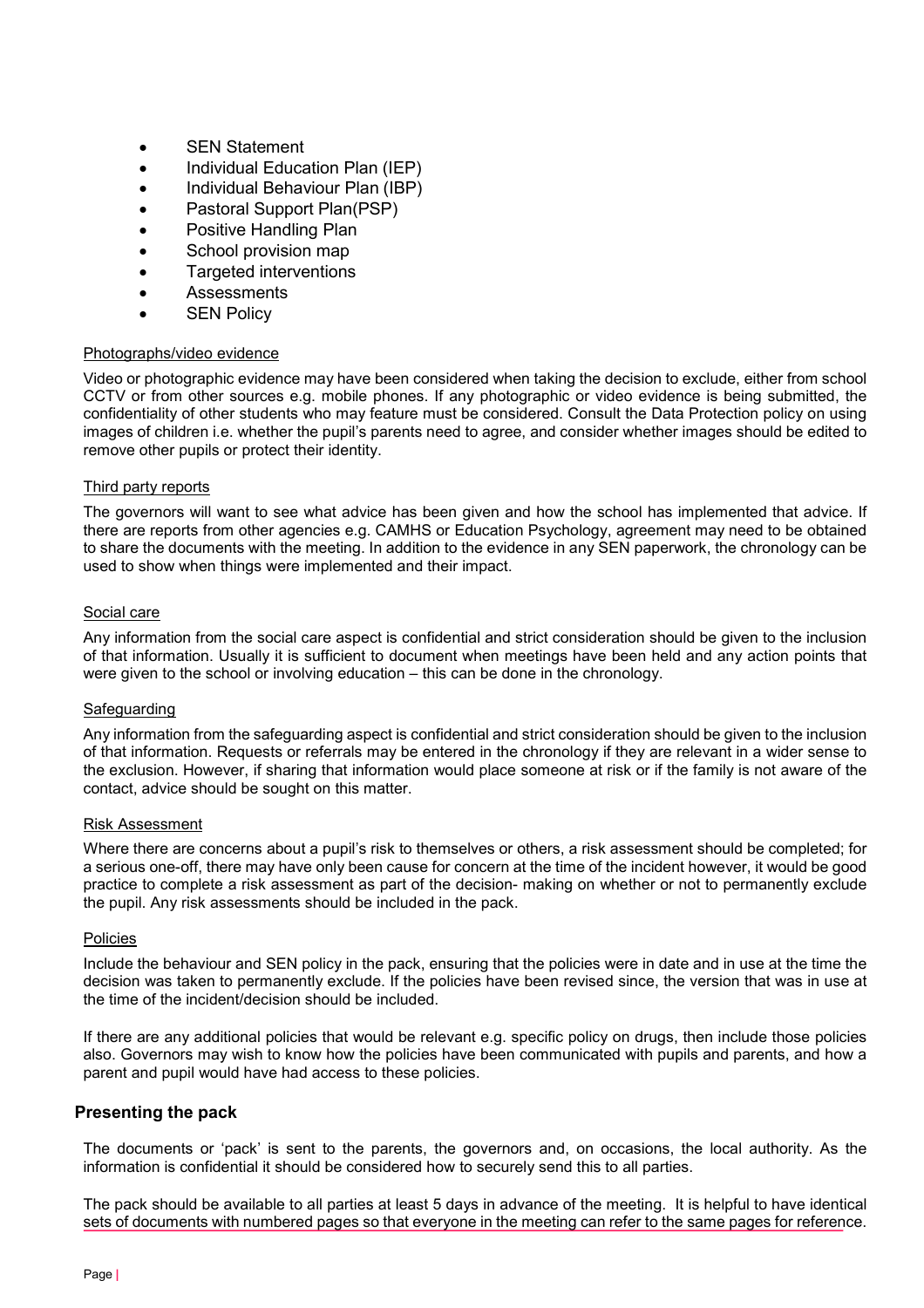- SEN Statement
- Individual Education Plan (IEP)
- Individual Behaviour Plan (IBP)
- Pastoral Support Plan(PSP)
- Positive Handling Plan
- School provision map
- Targeted interventions
- Assessments
- SEN Policy

Photographs/video evidence

Video or photographic evidence may have been considered when taking the decision to exclude, either from school CCTV or from other sources e.g. mobile phones. If any photographic or video evidence is being submitted, the confidentiality of other students who may feature must be considered. Consult the Data Protection policy on using images of children i.e. whether the pupil's parents need to agree, and consider whether images should be edited to remove other pupils or protect their identity.

Third party reports

The governors will want to see what advice has been given and how the school has implemented that advice. If there are reports from other agencies e.g. CAMHS or Education Psychology, agreement may need to be obtained to share the documents with the meeting. In addition to the evidence in any SEN paperwork, the chronology can be used to show when things were implemented and their impact.

Social care

Any information from the social care aspect is confidential and strict consideration should be given to the inclusion of that information. Usually it is sufficient to document when meetings have been held and any action points that were given to the school or involving education – this can be done in the chronology.

Safeguarding

Any information from the safeguarding aspect is confidential and strict consideration should be given to the inclusion of that information. Requests or referrals may be entered in the chronology if they are relevant in a wider sense to the exclusion. However, if sharing that information would place someone at risk or if the family is not aware of the contact, advice should be sought on this matter.

Risk Assessment

Where there are concerns about a pupil's risk to themselves or others, a risk assessment should be completed; for a serious one-off, there may have only been cause for concern at the time of the incident however, it would be good practice to complete a risk assessment as part of the decision- making on whether or not to permanently exclude the pupil. Any risk assessments should be included in the pack.

Policies

Include the behaviour and SEN policy in the pack, ensuring that the policies were in date and in use at the time the decision was taken to permanently exclude. If the policies have been revised since, the version that was in use at the time of the incident/decision should be included.

If there are any additional policies that would be relevant e.g. specific policy on drugs, then include those policies also. Governors may wish to know how the policies have been communicated with pupils and parents, and how a parent and pupil would have had access to these policies.

### Presenting the pack

The documents or 'pack' is sent to the parents, the governors and, on occasions, the local authority. As the information is confidential it should be considered how to securely send this to all parties.

The pack should be available to all parties at least 5 days in advance of the meeting. It is helpful to have identical sets of documents with numbered pages so that everyone in the meeting can refer to the same pages for reference.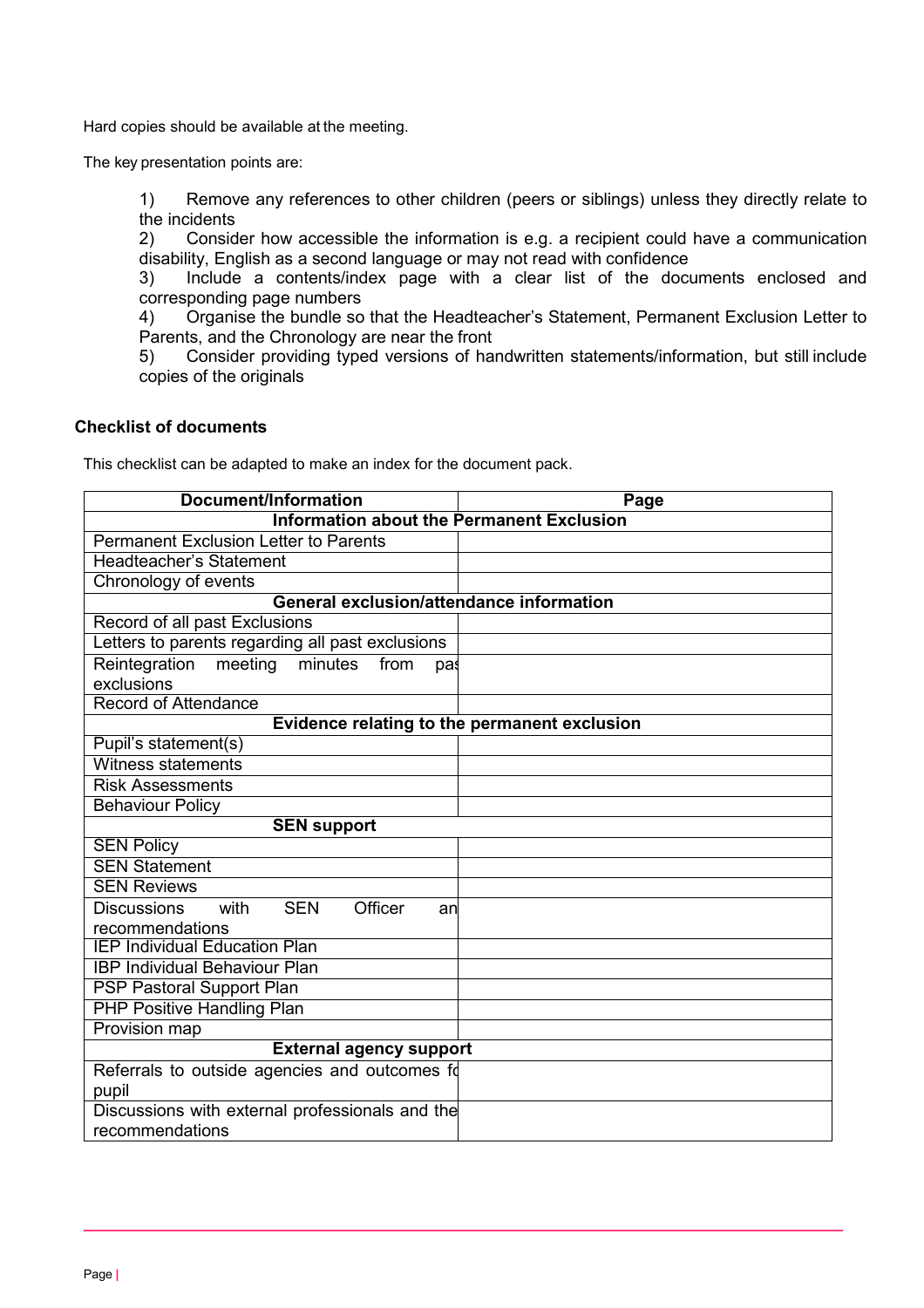Hard copies should be available at the meeting.

The key presentation points are:

1) Remove any references to other children (peers or siblings) unless they directly relate to the incidents
2) Consider how accessible the information is e.g. a recipient could have a communication disability, English as a second language or may not read with confidence
3) Include a contents/index page with a clear list of the documents enclosed and corresponding page numbers
4) Organise the bundle so that the Headteacher's Statement, Permanent Exclusion Letter to Parents, and the Chronology are near the front
5) Consider providing typed versions of handwritten statements/information, but still include copies of the originals

**Checklist of documents**

This checklist can be adapted to make an index for the document pack.

| Document/Information | Page |
|---|---|
| **Information about the Permanent Exclusion** | |
| Permanent Exclusion Letter to Parents | |
| Headteacher's Statement | |
| Chronology of events | |
| **General exclusion/attendance information** | |
| Record of all past Exclusions | |
| Letters to parents regarding all past exclusions | |
| Reintegration meeting minutes from pas exclusions | |
| Record of Attendance | |
| **Evidence relating to the permanent exclusion** | |
| Pupil's statement(s) | |
| Witness statements | |
| Risk Assessments | |
| Behaviour Policy | |
| **SEN support** | |
| SEN Policy | |
| SEN Statement | |
| SEN Reviews | |
| Discussions with SEN Officer an recommendations | |
| IEP Individual Education Plan | |
| IBP Individual Behaviour Plan | |
| PSP Pastoral Support Plan | |
| PHP Positive Handling Plan | |
| Provision map | |
| **External agency support** | |
| Referrals to outside agencies and outcomes fo pupil | |
| Discussions with external professionals and the recommendations | |